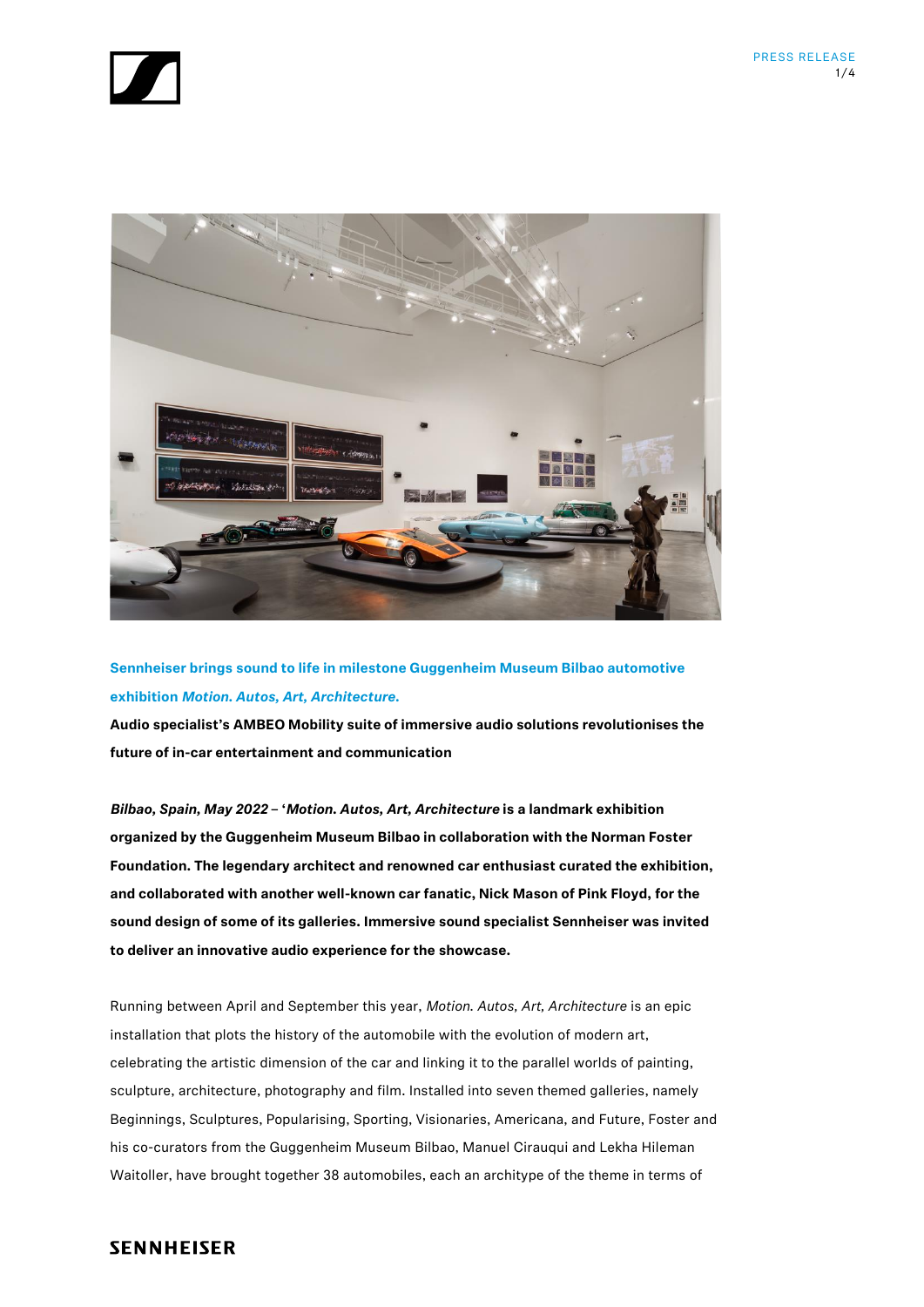## Sennheiser brings sound to life in milestone Guggenheim Museum Bilbao automotive exhibition *Motion. Autos, Art, Architecture.*

**Audio specialist's AMBEO Mobility suite of immersive audio solutions revolutionises the future of in-car entertainment and communication**

***Bilbao, Spain, May 2022* – '*Motion. Autos, Art, Architecture* is a landmark exhibition organized by the Guggenheim Museum Bilbao in collaboration with the Norman Foster Foundation. The legendary architect and renowned car enthusiast curated the exhibition, and collaborated with another well-known car fanatic, Nick Mason of Pink Floyd, for the sound design of some of its galleries. Immersive sound specialist Sennheiser was invited to deliver an innovative audio experience for the showcase.**

Running between April and September this year, *Motion. Autos, Art, Architecture* is an epic installation that plots the history of the automobile with the evolution of modern art, celebrating the artistic dimension of the car and linking it to the parallel worlds of painting, sculpture, architecture, photography and film. Installed into seven themed galleries, namely Beginnings, Sculptures, Popularising, Sporting, Visionaries, Americana, and Future, Foster and his co-curators from the Guggenheim Museum Bilbao, Manuel Cirauqui and Lekha Hileman Waitoller, have brought together 38 automobiles, each an architype of the theme in terms of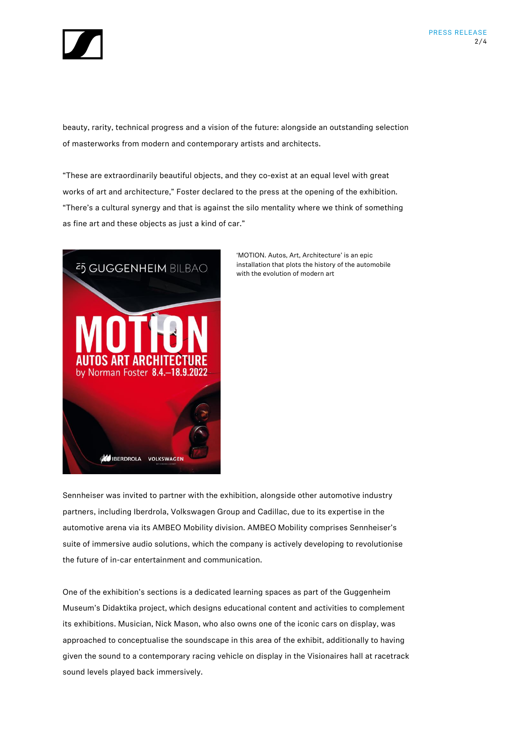beauty, rarity, technical progress and a vision of the future: alongside an outstanding selection of masterworks from modern and contemporary artists and architects.

“These are extraordinarily beautiful objects, and they co-exist at an equal level with great works of art and architecture,” Foster declared to the press at the opening of the exhibition. “There’s a cultural synergy and that is against the silo mentality where we think of something as fine art and these objects as just a kind of car.”

‘MOTION. Autos, Art, Architecture’ is an epic installation that plots the history of the automobile with the evolution of modern art

Sennheiser was invited to partner with the exhibition, alongside other automotive industry partners, including Iberdrola, Volkswagen Group and Cadillac, due to its expertise in the automotive arena via its AMBEO Mobility division. AMBEO Mobility comprises Sennheiser’s suite of immersive audio solutions, which the company is actively developing to revolutionise the future of in-car entertainment and communication.

One of the exhibition’s sections is a dedicated learning spaces as part of the Guggenheim Museum’s Didaktika project, which designs educational content and activities to complement its exhibitions. Musician, Nick Mason, who also owns one of the iconic cars on display, was approached to conceptualise the soundscape in this area of the exhibit, additionally to having given the sound to a contemporary racing vehicle on display in the Visionaires hall at racetrack sound levels played back immersively.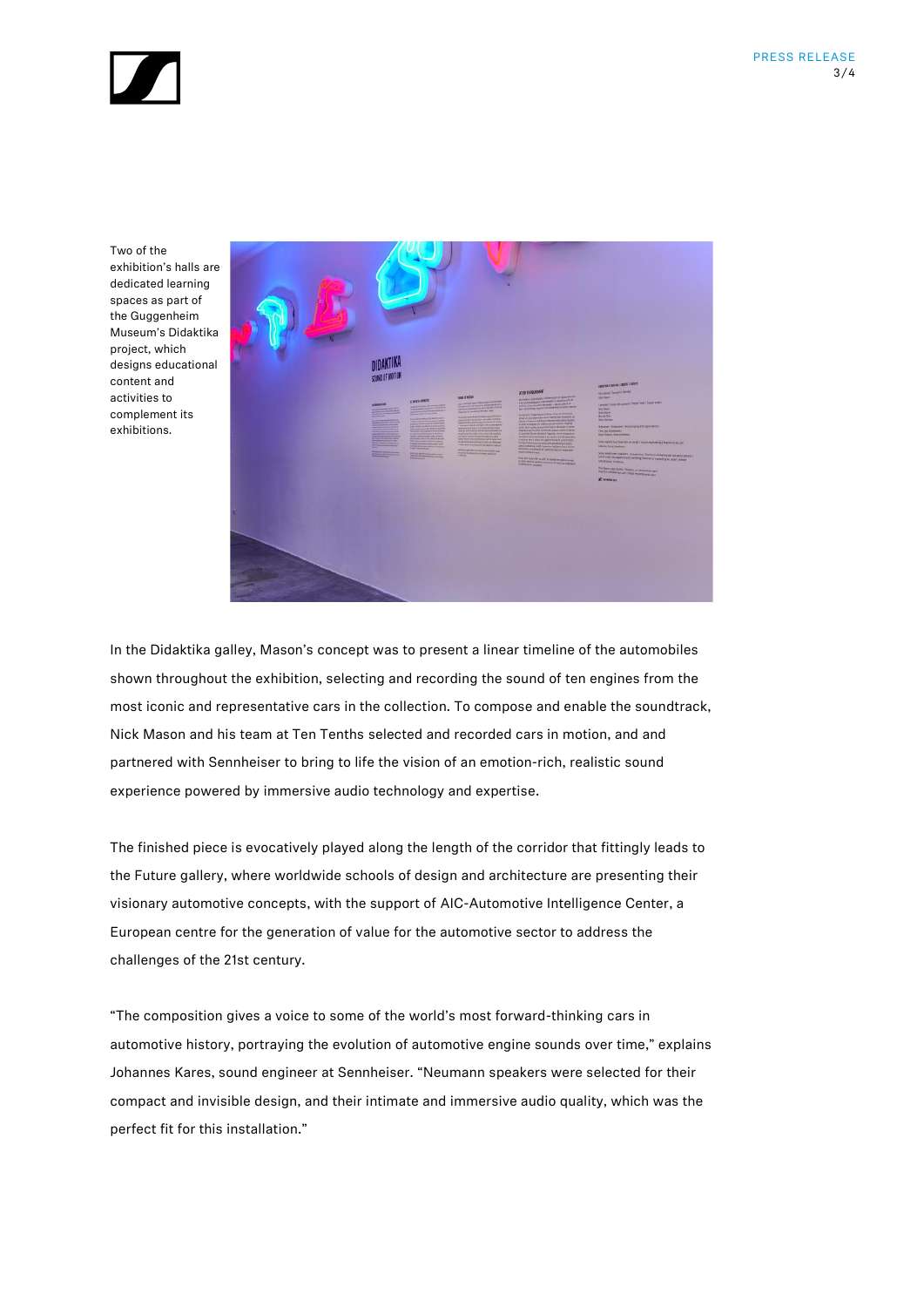Two of the exhibition's halls are dedicated learning spaces as part of the Guggenheim Museum's Didaktika project, which designs educational content and activities to complement its exhibitions.

In the Didaktika galley, Mason's concept was to present a linear timeline of the automobiles shown throughout the exhibition, selecting and recording the sound of ten engines from the most iconic and representative cars in the collection. To compose and enable the soundtrack, Nick Mason and his team at Ten Tenths selected and recorded cars in motion, and and partnered with Sennheiser to bring to life the vision of an emotion-rich, realistic sound experience powered by immersive audio technology and expertise.

The finished piece is evocatively played along the length of the corridor that fittingly leads to the Future gallery, where worldwide schools of design and architecture are presenting their visionary automotive concepts, with the support of AIC-Automotive Intelligence Center, a European centre for the generation of value for the automotive sector to address the challenges of the 21st century.

"The composition gives a voice to some of the world's most forward-thinking cars in automotive history, portraying the evolution of automotive engine sounds over time," explains Johannes Kares, sound engineer at Sennheiser. "Neumann speakers were selected for their compact and invisible design, and their intimate and immersive audio quality, which was the perfect fit for this installation."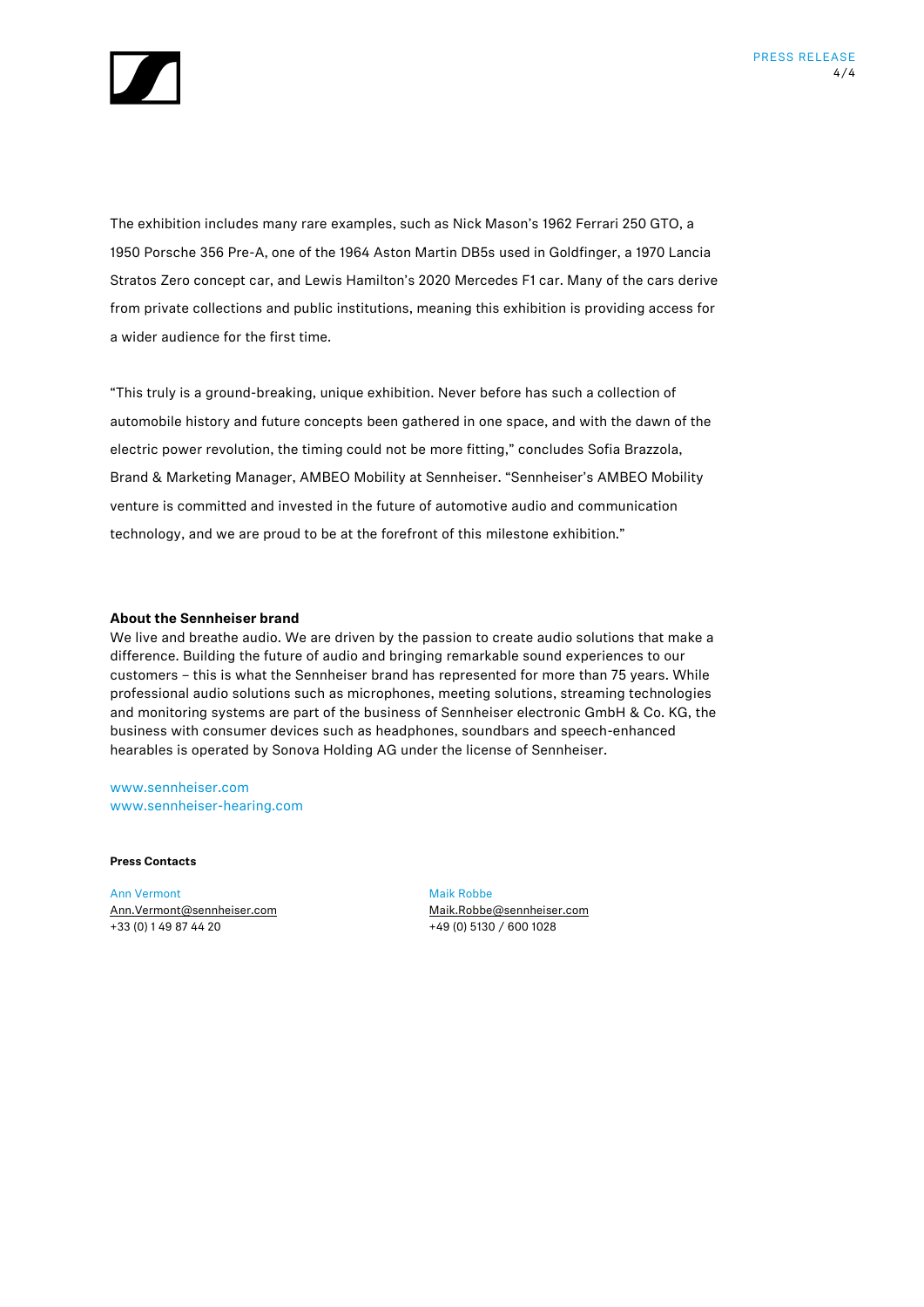The exhibition includes many rare examples, such as Nick Mason's 1962 Ferrari 250 GTO, a 1950 Porsche 356 Pre-A, one of the 1964 Aston Martin DB5s used in Goldfinger, a 1970 Lancia Stratos Zero concept car, and Lewis Hamilton's 2020 Mercedes F1 car. Many of the cars derive from private collections and public institutions, meaning this exhibition is providing access for a wider audience for the first time.

"This truly is a ground-breaking, unique exhibition. Never before has such a collection of automobile history and future concepts been gathered in one space, and with the dawn of the electric power revolution, the timing could not be more fitting," concludes Sofia Brazzola, Brand & Marketing Manager, AMBEO Mobility at Sennheiser. "Sennheiser's AMBEO Mobility venture is committed and invested in the future of automotive audio and communication technology, and we are proud to be at the forefront of this milestone exhibition."

**About the Sennheiser brand**

We live and breathe audio. We are driven by the passion to create audio solutions that make a difference. Building the future of audio and bringing remarkable sound experiences to our customers – this is what the Sennheiser brand has represented for more than 75 years. While professional audio solutions such as microphones, meeting solutions, streaming technologies and monitoring systems are part of the business of Sennheiser electronic GmbH & Co. KG, the business with consumer devices such as headphones, soundbars and speech-enhanced hearables is operated by Sonova Holding AG under the license of Sennheiser.

www.sennheiser.com
www.sennheiser-hearing.com

**Press Contacts**

Ann Vermont
Ann.Vermont@sennheiser.com
+33 (0) 1 49 87 44 20

Maik Robbe
Maik.Robbe@sennheiser.com
+49 (0) 5130 / 600 1028